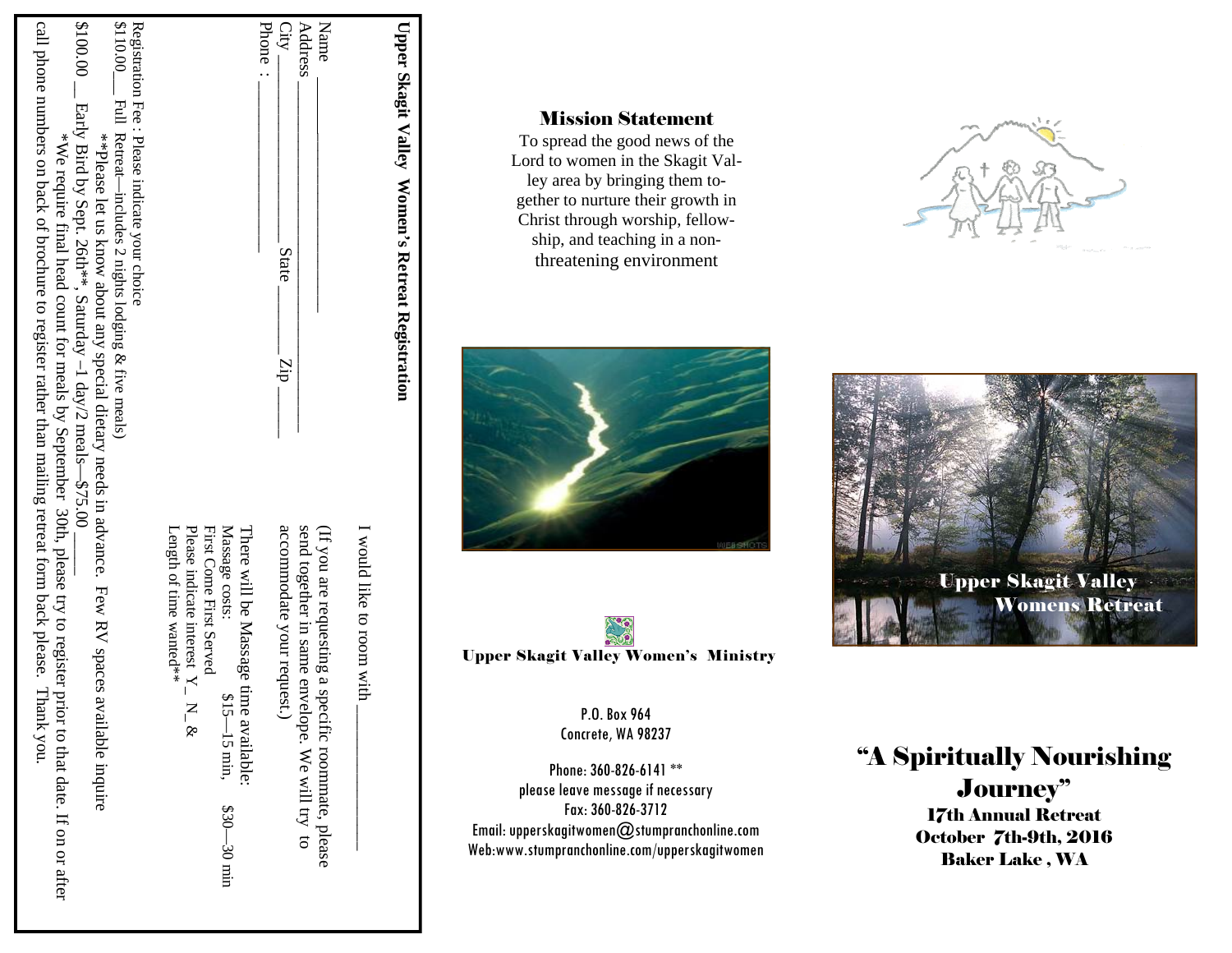## Upper Skagit Valley Women's Retreat Registration

Name ______________________________

Address ______________________________

City ______________ State ________ Zip ______

Phone : ______________

I would like to room with ______________

(If you are requesting a specific roommate, please send together in same envelope. We will try to accommodate your request.)

There will be Massage time available:
Massage costs: $15—15 min, $30—30 min
First Come First Served
Please indicate interest Y_ N_ &
Length of time wanted**

Registration Fee : Please indicate your choice

$110.00___ Full Retreat—includes 2 nights lodging & five meals)

**Please let us know about any special dietary needs in advance. Few RV spaces available inquire

$100.00 __ Early Bird by Sept. 26th**, Saturday –1 day/2 meals—$75.00 _____

*We require final head count for meals by September 30th, please try to register prior to that date. If on or after call phone numbers on back of brochure to register rather than mailing retreat form back please. Thank you.

## Mission Statement

To spread the good news of the Lord to women in the Skagit Valley area by bringing them together to nurture their growth in Christ through worship, fellowship, and teaching in a non-threatening environment

**Upper Skagit Valley Women's Ministry**

P.O. Box 964
Concrete, WA 98237

Phone: 360-826-6141 **
please leave message if necessary
Fax: 360-826-3712
Email: upperskagitwomen@stumpranchonline.com
Web:www.stumpranchonline.com/upperskagitwomen

Upper Skagit Valley
Womens Retreat

# "A Spiritually Nourishing Journey"

**17th Annual Retreat**
**October 7th-9th, 2016**
**Baker Lake , WA**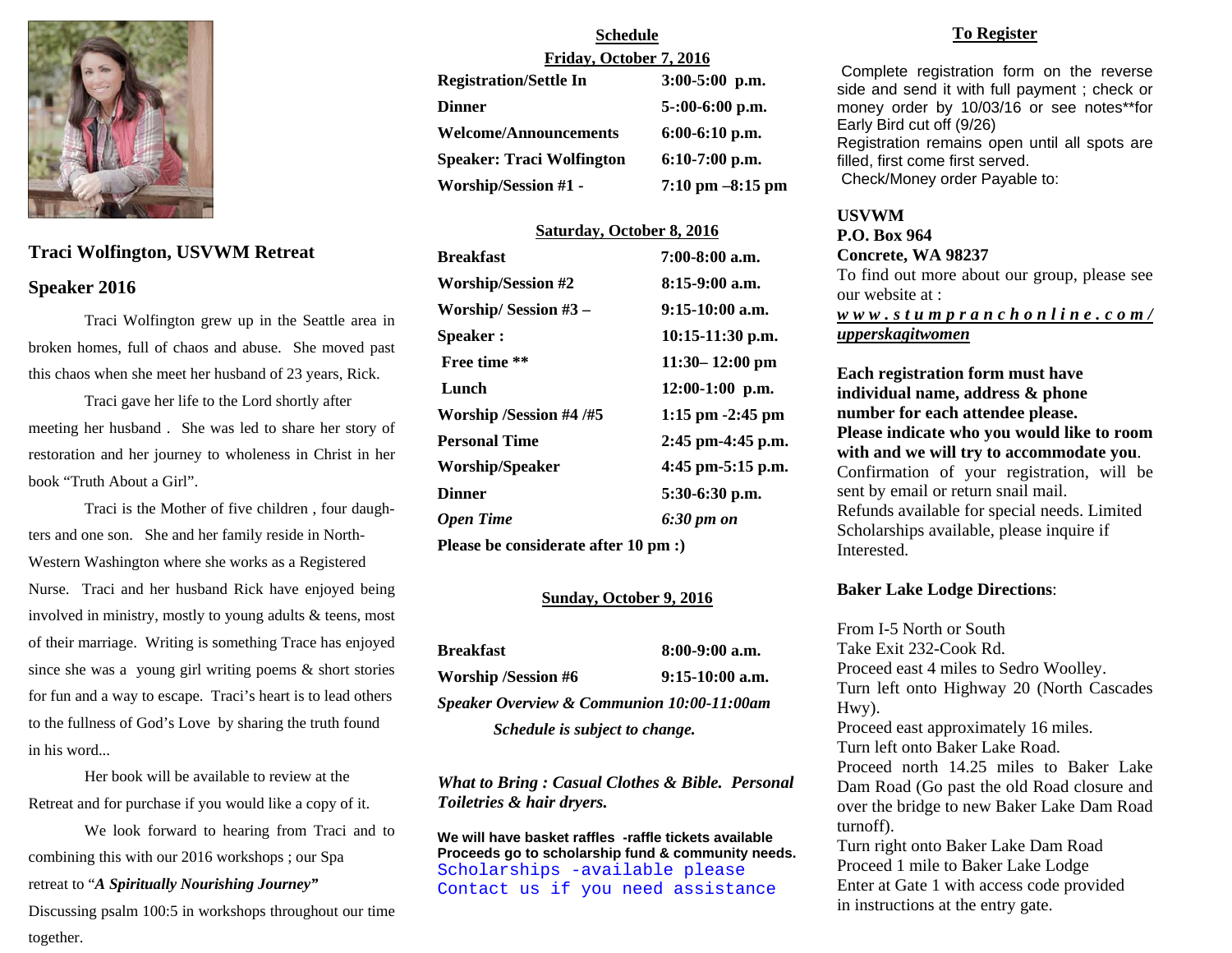## Traci Wolfington, USVWM Retreat Speaker 2016

Traci Wolfington grew up in the Seattle area in broken homes, full of chaos and abuse. She moved past this chaos when she meet her husband of 23 years, Rick.

Traci gave her life to the Lord shortly after meeting her husband . She was led to share her story of restoration and her journey to wholeness in Christ in her book "Truth About a Girl".

Traci is the Mother of five children , four daughters and one son. She and her family reside in North-Western Washington where she works as a Registered Nurse. Traci and her husband Rick have enjoyed being involved in ministry, mostly to young adults & teens, most of their marriage. Writing is something Trace has enjoyed since she was a young girl writing poems & short stories for fun and a way to escape. Traci's heart is to lead others to the fullness of God's Love by sharing the truth found in his word...

Her book will be available to review at the Retreat and for purchase if you would like a copy of it.

We look forward to hearing from Traci and to combining this with our 2016 workshops ; our Spa retreat to "***A Spiritually Nourishing Journey***" Discussing psalm 100:5 in workshops throughout our time together.

## Schedule

**Friday, October 7, 2016**

| | |
|---|---|
| **Registration/Settle In** | **3:00-5:00 p.m.** |
| **Dinner** | **5-:00-6:00 p.m.** |
| **Welcome/Announcements** | **6:00-6:10 p.m.** |
| **Speaker: Traci Wolfington** | **6:10-7:00 p.m.** |
| **Worship/Session #1 -** | **7:10 pm –8:15 pm** |

**Saturday, October 8, 2016**

| | |
|---|---|
| **Breakfast** | **7:00-8:00 a.m.** |
| **Worship/Session #2** | **8:15-9:00 a.m.** |
| **Worship/ Session #3 –** | **9:15-10:00 a.m.** |
| **Speaker :** | **10:15-11:30 p.m.** |
| **Free time \*\*** | **11:30– 12:00 pm** |
| **Lunch** | **12:00-1:00 p.m.** |
| **Worship /Session #4 /#5** | **1:15 pm -2:45 pm** |
| **Personal Time** | **2:45 pm-4:45 p.m.** |
| **Worship/Speaker** | **4:45 pm-5:15 p.m.** |
| **Dinner** | **5:30-6:30 p.m.** |
| ***Open Time*** | ***6:30 pm on*** |

**Please be considerate after 10 pm :)**

**Sunday, October 9, 2016**

| | |
|---|---|
| **Breakfast** | **8:00-9:00 a.m.** |
| **Worship /Session #6** | **9:15-10:00 a.m.** |

***Speaker Overview & Communion 10:00-11:00am***

***Schedule is subject to change.***

***What to Bring : Casual Clothes & Bible. Personal Toiletries & hair dryers.***

**We will have basket raffles -raffle tickets available Proceeds go to scholarship fund & community needs.**
Scholarships -available please Contact us if you need assistance

## To Register

Complete registration form on the reverse side and send it with full payment ; check or money order by 10/03/16 or see notes\*\*for Early Bird cut off (9/26)
Registration remains open until all spots are filled, first come first served.
Check/Money order Payable to:

**USVWM**
**P.O. Box 964**
**Concrete, WA 98237**
To find out more about our group, please see our website at :
***www.stumpranchonline.com/upperskagitwomen***

**Each registration form must have individual name, address & phone number for each attendee please.**
**Please indicate who you would like to room with and we will try to accommodate you**.
Confirmation of your registration, will be sent by email or return snail mail.
Refunds available for special needs. Limited Scholarships available, please inquire if Interested.

**Baker Lake Lodge Directions**:

From I-5 North or South
Take Exit 232-Cook Rd.
Proceed east 4 miles to Sedro Woolley.
Turn left onto Highway 20 (North Cascades Hwy).
Proceed east approximately 16 miles.
Turn left onto Baker Lake Road.
Proceed north 14.25 miles to Baker Lake Dam Road (Go past the old Road closure and over the bridge to new Baker Lake Dam Road turnoff).
Turn right onto Baker Lake Dam Road
Proceed 1 mile to Baker Lake Lodge
Enter at Gate 1 with access code provided in instructions at the entry gate.